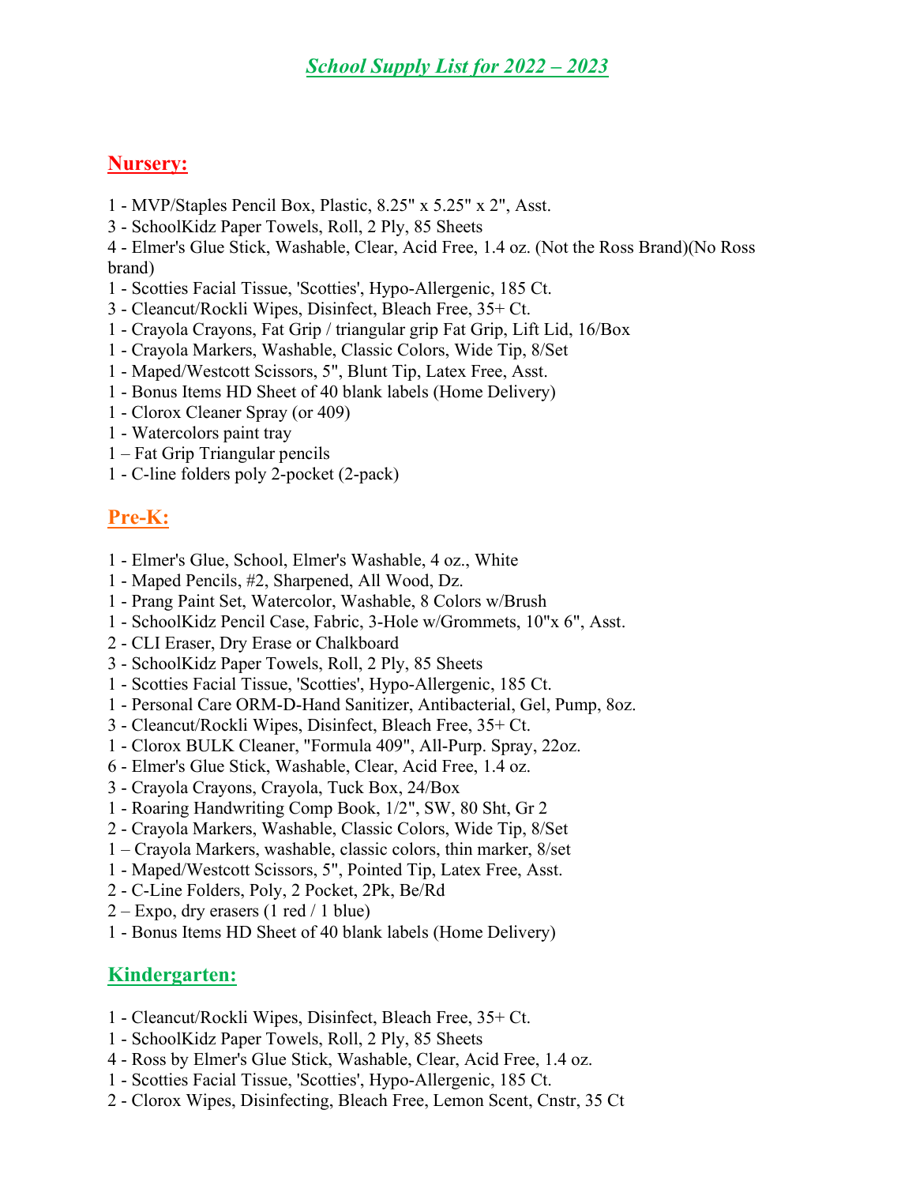# *School Supply List for 2022 – 2023*

## Nursery:

1 - MVP/Staples Pencil Box, Plastic, 8.25" x 5.25" x 2", Asst.
3 - SchoolKidz Paper Towels, Roll, 2 Ply, 85 Sheets
4 - Elmer's Glue Stick, Washable, Clear, Acid Free, 1.4 oz. (Not the Ross Brand)(No Ross brand)
1 - Scotties Facial Tissue, 'Scotties', Hypo-Allergenic, 185 Ct.
3 - Cleancut/Rockli Wipes, Disinfect, Bleach Free, 35+ Ct.
1 - Crayola Crayons, Fat Grip / triangular grip Fat Grip, Lift Lid, 16/Box
1 - Crayola Markers, Washable, Classic Colors, Wide Tip, 8/Set
1 - Maped/Westcott Scissors, 5", Blunt Tip, Latex Free, Asst.
1 - Bonus Items HD Sheet of 40 blank labels (Home Delivery)
1 - Clorox Cleaner Spray (or 409)
1 - Watercolors paint tray
1 – Fat Grip Triangular pencils
1 - C-line folders poly 2-pocket (2-pack)

## Pre-K:

1 - Elmer's Glue, School, Elmer's Washable, 4 oz., White
1 - Maped Pencils, #2, Sharpened, All Wood, Dz.
1 - Prang Paint Set, Watercolor, Washable, 8 Colors w/Brush
1 - SchoolKidz Pencil Case, Fabric, 3-Hole w/Grommets, 10"x 6", Asst.
2 - CLI Eraser, Dry Erase or Chalkboard
3 - SchoolKidz Paper Towels, Roll, 2 Ply, 85 Sheets
1 - Scotties Facial Tissue, 'Scotties', Hypo-Allergenic, 185 Ct.
1 - Personal Care ORM-D-Hand Sanitizer, Antibacterial, Gel, Pump, 8oz.
3 - Cleancut/Rockli Wipes, Disinfect, Bleach Free, 35+ Ct.
1 - Clorox BULK Cleaner, "Formula 409", All-Purp. Spray, 22oz.
6 - Elmer's Glue Stick, Washable, Clear, Acid Free, 1.4 oz.
3 - Crayola Crayons, Crayola, Tuck Box, 24/Box
1 - Roaring Handwriting Comp Book, 1/2", SW, 80 Sht, Gr 2
2 - Crayola Markers, Washable, Classic Colors, Wide Tip, 8/Set
1 – Crayola Markers, washable, classic colors, thin marker, 8/set
1 - Maped/Westcott Scissors, 5", Pointed Tip, Latex Free, Asst.
2 - C-Line Folders, Poly, 2 Pocket, 2Pk, Be/Rd
2 – Expo, dry erasers (1 red / 1 blue)
1 - Bonus Items HD Sheet of 40 blank labels (Home Delivery)

## Kindergarten:

1 - Cleancut/Rockli Wipes, Disinfect, Bleach Free, 35+ Ct.
1 - SchoolKidz Paper Towels, Roll, 2 Ply, 85 Sheets
4 - Ross by Elmer's Glue Stick, Washable, Clear, Acid Free, 1.4 oz.
1 - Scotties Facial Tissue, 'Scotties', Hypo-Allergenic, 185 Ct.
2 - Clorox Wipes, Disinfecting, Bleach Free, Lemon Scent, Cnstr, 35 Ct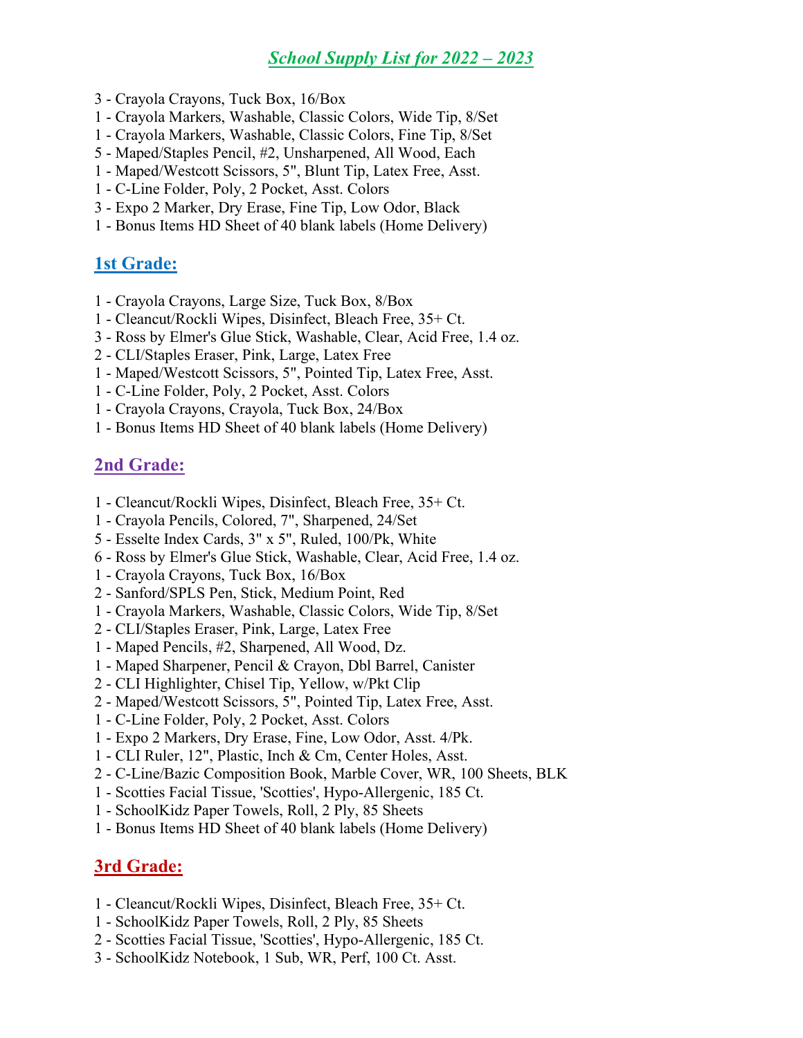## *School Supply List for 2022 – 2023*

3 - Crayola Crayons, Tuck Box, 16/Box
1 - Crayola Markers, Washable, Classic Colors, Wide Tip, 8/Set
1 - Crayola Markers, Washable, Classic Colors, Fine Tip, 8/Set
5 - Maped/Staples Pencil, #2, Unsharpened, All Wood, Each
1 - Maped/Westcott Scissors, 5", Blunt Tip, Latex Free, Asst.
1 - C-Line Folder, Poly, 2 Pocket, Asst. Colors
3 - Expo 2 Marker, Dry Erase, Fine Tip, Low Odor, Black
1 - Bonus Items HD Sheet of 40 blank labels (Home Delivery)

### 1st Grade:

1 - Crayola Crayons, Large Size, Tuck Box, 8/Box
1 - Cleancut/Rockli Wipes, Disinfect, Bleach Free, 35+ Ct.
3 - Ross by Elmer's Glue Stick, Washable, Clear, Acid Free, 1.4 oz.
2 - CLI/Staples Eraser, Pink, Large, Latex Free
1 - Maped/Westcott Scissors, 5", Pointed Tip, Latex Free, Asst.
1 - C-Line Folder, Poly, 2 Pocket, Asst. Colors
1 - Crayola Crayons, Crayola, Tuck Box, 24/Box
1 - Bonus Items HD Sheet of 40 blank labels (Home Delivery)

### 2nd Grade:

1 - Cleancut/Rockli Wipes, Disinfect, Bleach Free, 35+ Ct.
1 - Crayola Pencils, Colored, 7", Sharpened, 24/Set
5 - Esselte Index Cards, 3" x 5", Ruled, 100/Pk, White
6 - Ross by Elmer's Glue Stick, Washable, Clear, Acid Free, 1.4 oz.
1 - Crayola Crayons, Tuck Box, 16/Box
2 - Sanford/SPLS Pen, Stick, Medium Point, Red
1 - Crayola Markers, Washable, Classic Colors, Wide Tip, 8/Set
2 - CLI/Staples Eraser, Pink, Large, Latex Free
1 - Maped Pencils, #2, Sharpened, All Wood, Dz.
1 - Maped Sharpener, Pencil & Crayon, Dbl Barrel, Canister
2 - CLI Highlighter, Chisel Tip, Yellow, w/Pkt Clip
2 - Maped/Westcott Scissors, 5", Pointed Tip, Latex Free, Asst.
1 - C-Line Folder, Poly, 2 Pocket, Asst. Colors
1 - Expo 2 Markers, Dry Erase, Fine, Low Odor, Asst. 4/Pk.
1 - CLI Ruler, 12", Plastic, Inch & Cm, Center Holes, Asst.
2 - C-Line/Bazic Composition Book, Marble Cover, WR, 100 Sheets, BLK
1 - Scotties Facial Tissue, 'Scotties', Hypo-Allergenic, 185 Ct.
1 - SchoolKidz Paper Towels, Roll, 2 Ply, 85 Sheets
1 - Bonus Items HD Sheet of 40 blank labels (Home Delivery)

### 3rd Grade:

1 - Cleancut/Rockli Wipes, Disinfect, Bleach Free, 35+ Ct.
1 - SchoolKidz Paper Towels, Roll, 2 Ply, 85 Sheets
2 - Scotties Facial Tissue, 'Scotties', Hypo-Allergenic, 185 Ct.
3 - SchoolKidz Notebook, 1 Sub, WR, Perf, 100 Ct. Asst.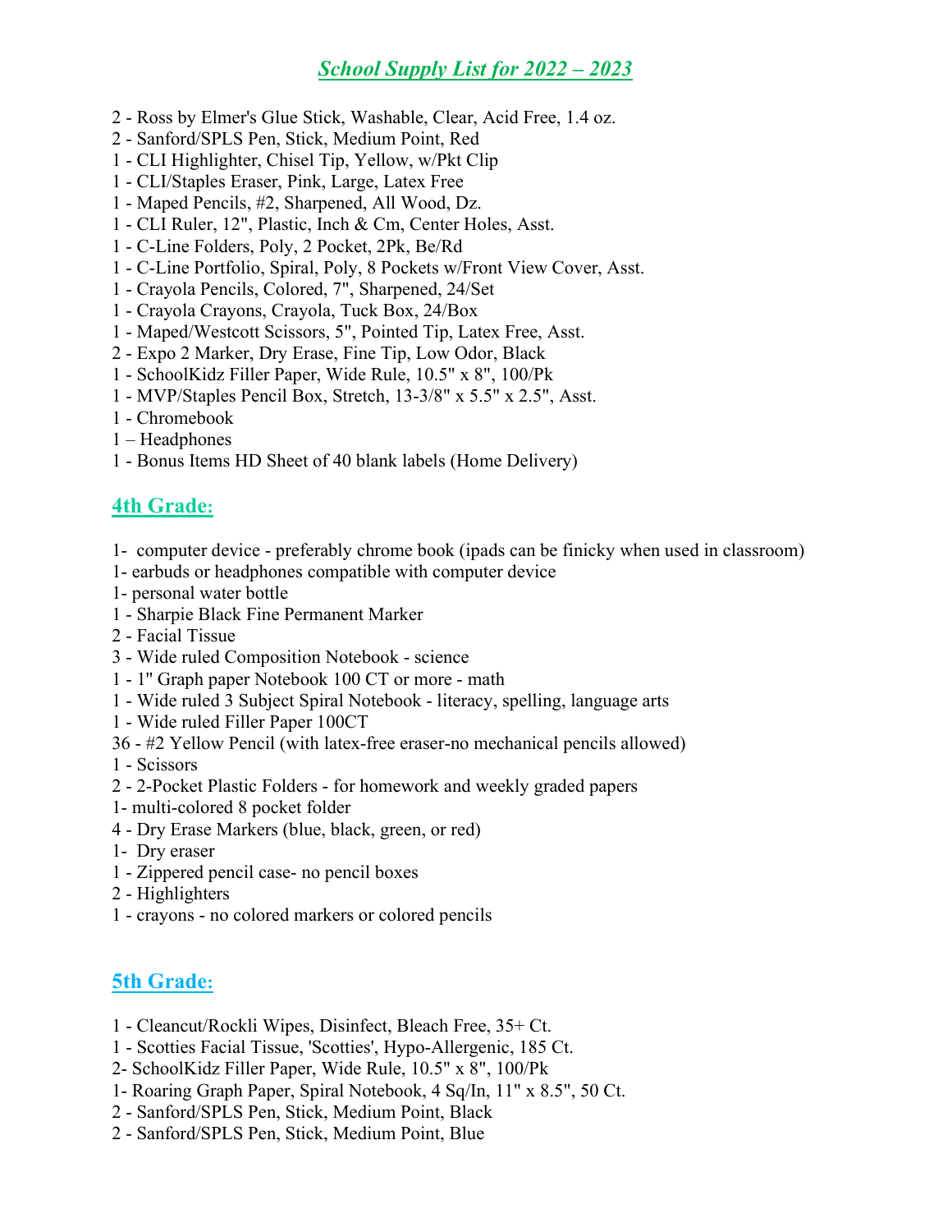# *School Supply List for 2022 – 2023*

2 - Ross by Elmer's Glue Stick, Washable, Clear, Acid Free, 1.4 oz.
2 - Sanford/SPLS Pen, Stick, Medium Point, Red
1 - CLI Highlighter, Chisel Tip, Yellow, w/Pkt Clip
1 - CLI/Staples Eraser, Pink, Large, Latex Free
1 - Maped Pencils, #2, Sharpened, All Wood, Dz.
1 - CLI Ruler, 12", Plastic, Inch & Cm, Center Holes, Asst.
1 - C-Line Folders, Poly, 2 Pocket, 2Pk, Be/Rd
1 - C-Line Portfolio, Spiral, Poly, 8 Pockets w/Front View Cover, Asst.
1 - Crayola Pencils, Colored, 7", Sharpened, 24/Set
1 - Crayola Crayons, Crayola, Tuck Box, 24/Box
1 - Maped/Westcott Scissors, 5", Pointed Tip, Latex Free, Asst.
2 - Expo 2 Marker, Dry Erase, Fine Tip, Low Odor, Black
1 - SchoolKidz Filler Paper, Wide Rule, 10.5" x 8", 100/Pk
1 - MVP/Staples Pencil Box, Stretch, 13-3/8" x 5.5" x 2.5", Asst.
1 - Chromebook
1 – Headphones
1 - Bonus Items HD Sheet of 40 blank labels (Home Delivery)

## 4th Grade:

1- computer device - preferably chrome book (ipads can be finicky when used in classroom)
1- earbuds or headphones compatible with computer device
1- personal water bottle
1 - Sharpie Black Fine Permanent Marker
2 - Facial Tissue
3 - Wide ruled Composition Notebook - science
1 - 1" Graph paper Notebook 100 CT or more - math
1 - Wide ruled 3 Subject Spiral Notebook - literacy, spelling, language arts
1 - Wide ruled Filler Paper 100CT
36 - #2 Yellow Pencil (with latex-free eraser-no mechanical pencils allowed)
1 - Scissors
2 - 2-Pocket Plastic Folders - for homework and weekly graded papers
1- multi-colored 8 pocket folder
4 - Dry Erase Markers (blue, black, green, or red)
1- Dry eraser
1 - Zippered pencil case- no pencil boxes
2 - Highlighters
1 - crayons - no colored markers or colored pencils

## 5th Grade:

1 - Cleancut/Rockli Wipes, Disinfect, Bleach Free, 35+ Ct.
1 - Scotties Facial Tissue, 'Scotties', Hypo-Allergenic, 185 Ct.
2- SchoolKidz Filler Paper, Wide Rule, 10.5" x 8", 100/Pk
1- Roaring Graph Paper, Spiral Notebook, 4 Sq/In, 11" x 8.5", 50 Ct.
2 - Sanford/SPLS Pen, Stick, Medium Point, Black
2 - Sanford/SPLS Pen, Stick, Medium Point, Blue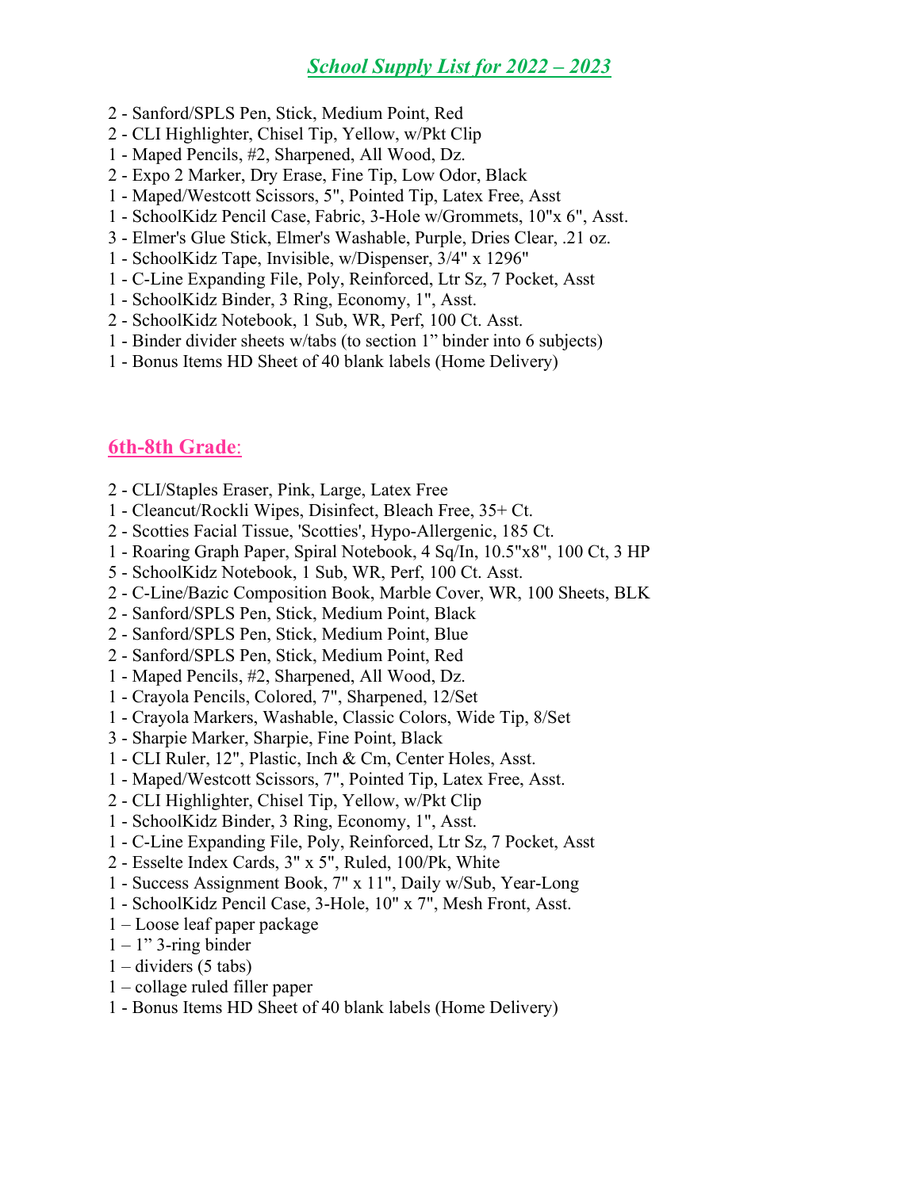# *School Supply List for 2022 – 2023*

2 - Sanford/SPLS Pen, Stick, Medium Point, Red
2 - CLI Highlighter, Chisel Tip, Yellow, w/Pkt Clip
1 - Maped Pencils, #2, Sharpened, All Wood, Dz.
2 - Expo 2 Marker, Dry Erase, Fine Tip, Low Odor, Black
1 - Maped/Westcott Scissors, 5", Pointed Tip, Latex Free, Asst
1 - SchoolKidz Pencil Case, Fabric, 3-Hole w/Grommets, 10"x 6", Asst.
3 - Elmer's Glue Stick, Elmer's Washable, Purple, Dries Clear, .21 oz.
1 - SchoolKidz Tape, Invisible, w/Dispenser, 3/4" x 1296"
1 - C-Line Expanding File, Poly, Reinforced, Ltr Sz, 7 Pocket, Asst
1 - SchoolKidz Binder, 3 Ring, Economy, 1", Asst.
2 - SchoolKidz Notebook, 1 Sub, WR, Perf, 100 Ct. Asst.
1 - Binder divider sheets w/tabs (to section 1" binder into 6 subjects)
1 - Bonus Items HD Sheet of 40 blank labels (Home Delivery)

## 6th-8th Grade:

2 - CLI/Staples Eraser, Pink, Large, Latex Free
1 - Cleancut/Rockli Wipes, Disinfect, Bleach Free, 35+ Ct.
2 - Scotties Facial Tissue, 'Scotties', Hypo-Allergenic, 185 Ct.
1 - Roaring Graph Paper, Spiral Notebook, 4 Sq/In, 10.5"x8", 100 Ct, 3 HP
5 - SchoolKidz Notebook, 1 Sub, WR, Perf, 100 Ct. Asst.
2 - C-Line/Bazic Composition Book, Marble Cover, WR, 100 Sheets, BLK
2 - Sanford/SPLS Pen, Stick, Medium Point, Black
2 - Sanford/SPLS Pen, Stick, Medium Point, Blue
2 - Sanford/SPLS Pen, Stick, Medium Point, Red
1 - Maped Pencils, #2, Sharpened, All Wood, Dz.
1 - Crayola Pencils, Colored, 7", Sharpened, 12/Set
1 - Crayola Markers, Washable, Classic Colors, Wide Tip, 8/Set
3 - Sharpie Marker, Sharpie, Fine Point, Black
1 - CLI Ruler, 12", Plastic, Inch & Cm, Center Holes, Asst.
1 - Maped/Westcott Scissors, 7", Pointed Tip, Latex Free, Asst.
2 - CLI Highlighter, Chisel Tip, Yellow, w/Pkt Clip
1 - SchoolKidz Binder, 3 Ring, Economy, 1", Asst.
1 - C-Line Expanding File, Poly, Reinforced, Ltr Sz, 7 Pocket, Asst
2 - Esselte Index Cards, 3" x 5", Ruled, 100/Pk, White
1 - Success Assignment Book, 7" x 11", Daily w/Sub, Year-Long
1 - SchoolKidz Pencil Case, 3-Hole, 10" x 7", Mesh Front, Asst.
1 – Loose leaf paper package
1 – 1" 3-ring binder
1 – dividers (5 tabs)
1 – collage ruled filler paper
1 - Bonus Items HD Sheet of 40 blank labels (Home Delivery)